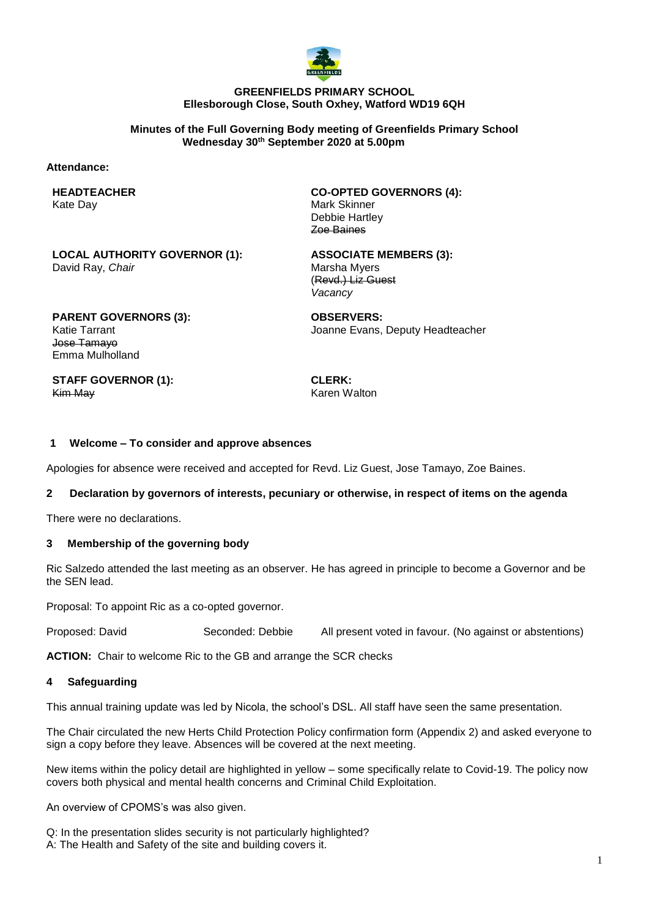**GREENFIELDS PRIMARY SCHOOL**
**Ellesborough Close, South Oxhey, Watford WD19 6QH**

**Minutes of the Full Governing Body meeting of Greenfields Primary School**
**Wednesday 30th September 2020 at 5.00pm**

**Attendance:**

**HEADTEACHER**
Kate Day

**CO-OPTED GOVERNORS (4):**
Mark Skinner
Debbie Hartley
~~Zoe Baines~~

**LOCAL AUTHORITY GOVERNOR (1):**
David Ray, *Chair*

**ASSOCIATE MEMBERS (3):**
Marsha Myers
~~(Revd.) Liz Guest~~
*Vacancy*

**PARENT GOVERNORS (3):**
Katie Tarrant
~~Jose Tamayo~~
Emma Mulholland

**OBSERVERS:**
Joanne Evans, Deputy Headteacher

**STAFF GOVERNOR (1):**
~~Kim May~~

**CLERK:**
Karen Walton

### 1 Welcome – To consider and approve absences

Apologies for absence were received and accepted for Revd. Liz Guest, Jose Tamayo, Zoe Baines.

### 2 Declaration by governors of interests, pecuniary or otherwise, in respect of items on the agenda

There were no declarations.

### 3 Membership of the governing body

Ric Salzedo attended the last meeting as an observer. He has agreed in principle to become a Governor and be the SEN lead.

Proposal: To appoint Ric as a co-opted governor.

Proposed: David Seconded: Debbie All present voted in favour. (No against or abstentions)

**ACTION:** Chair to welcome Ric to the GB and arrange the SCR checks

### 4 Safeguarding

This annual training update was led by Nicola, the school's DSL. All staff have seen the same presentation.

The Chair circulated the new Herts Child Protection Policy confirmation form (Appendix 2) and asked everyone to sign a copy before they leave. Absences will be covered at the next meeting.

New items within the policy detail are highlighted in yellow – some specifically relate to Covid-19. The policy now covers both physical and mental health concerns and Criminal Child Exploitation.

An overview of CPOMS's was also given.

Q: In the presentation slides security is not particularly highlighted?
A: The Health and Safety of the site and building covers it.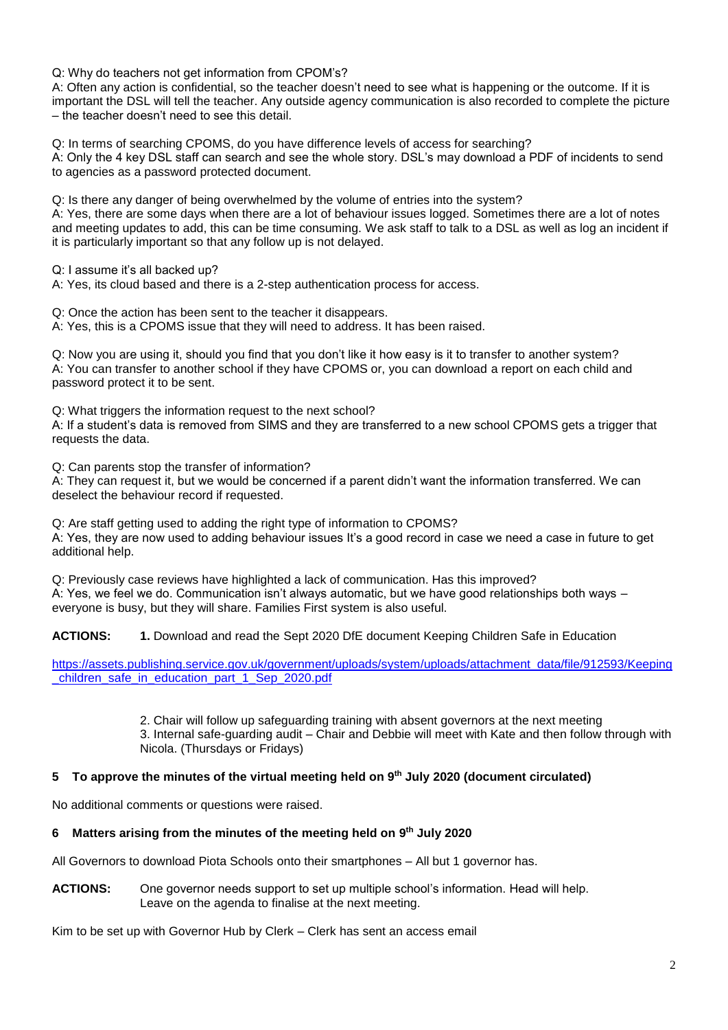Q: Why do teachers not get information from CPOM's?
A: Often any action is confidential, so the teacher doesn't need to see what is happening or the outcome. If it is important the DSL will tell the teacher. Any outside agency communication is also recorded to complete the picture – the teacher doesn't need to see this detail.

Q: In terms of searching CPOMS, do you have difference levels of access for searching?
A: Only the 4 key DSL staff can search and see the whole story. DSL's may download a PDF of incidents to send to agencies as a password protected document.

Q: Is there any danger of being overwhelmed by the volume of entries into the system?
A: Yes, there are some days when there are a lot of behaviour issues logged. Sometimes there are a lot of notes and meeting updates to add, this can be time consuming. We ask staff to talk to a DSL as well as log an incident if it is particularly important so that any follow up is not delayed.

Q: I assume it's all backed up?
A: Yes, its cloud based and there is a 2-step authentication process for access.

Q: Once the action has been sent to the teacher it disappears.
A: Yes, this is a CPOMS issue that they will need to address. It has been raised.

Q: Now you are using it, should you find that you don't like it how easy is it to transfer to another system?
A: You can transfer to another school if they have CPOMS or, you can download a report on each child and password protect it to be sent.

Q: What triggers the information request to the next school?
A: If a student's data is removed from SIMS and they are transferred to a new school CPOMS gets a trigger that requests the data.

Q: Can parents stop the transfer of information?
A: They can request it, but we would be concerned if a parent didn't want the information transferred. We can deselect the behaviour record if requested.

Q: Are staff getting used to adding the right type of information to CPOMS?
A: Yes, they are now used to adding behaviour issues It's a good record in case we need a case in future to get additional help.

Q: Previously case reviews have highlighted a lack of communication. Has this improved?
A: Yes, we feel we do. Communication isn't always automatic, but we have good relationships both ways – everyone is busy, but they will share. Families First system is also useful.

**ACTIONS:** **1.** Download and read the Sept 2020 DfE document Keeping Children Safe in Education

https://assets.publishing.service.gov.uk/government/uploads/system/uploads/attachment_data/file/912593/Keeping_children_safe_in_education_part_1_Sep_2020.pdf

2. Chair will follow up safeguarding training with absent governors at the next meeting
3. Internal safe-guarding audit – Chair and Debbie will meet with Kate and then follow through with Nicola. (Thursdays or Fridays)

## 5 To approve the minutes of the virtual meeting held on 9th July 2020 (document circulated)

No additional comments or questions were raised.

## 6 Matters arising from the minutes of the meeting held on 9th July 2020

All Governors to download Piota Schools onto their smartphones – All but 1 governor has.

**ACTIONS:** One governor needs support to set up multiple school's information. Head will help. Leave on the agenda to finalise at the next meeting.

Kim to be set up with Governor Hub by Clerk – Clerk has sent an access email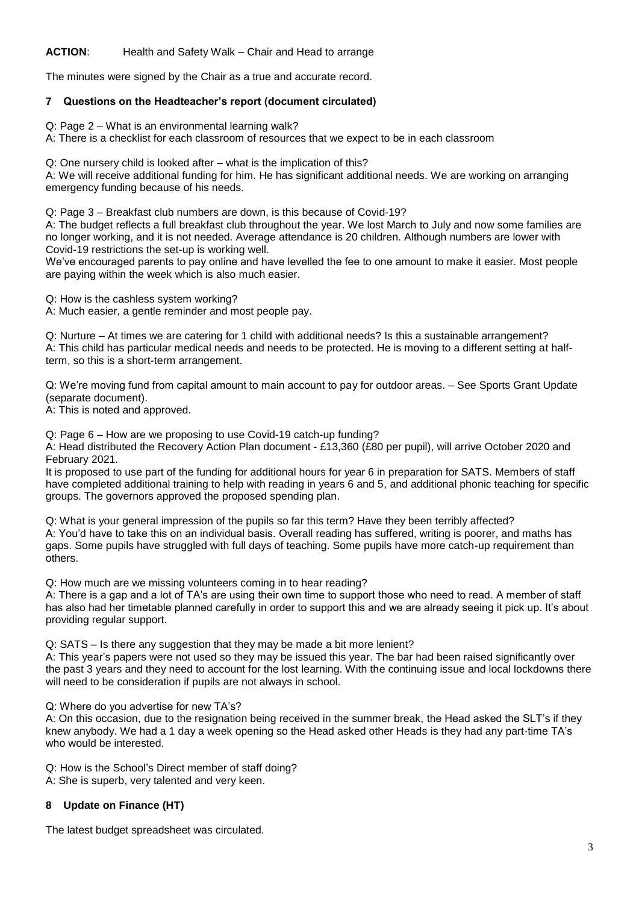**ACTION**: Health and Safety Walk – Chair and Head to arrange

The minutes were signed by the Chair as a true and accurate record.

## 7 Questions on the Headteacher's report (document circulated)

Q: Page 2 – What is an environmental learning walk?
A: There is a checklist for each classroom of resources that we expect to be in each classroom

Q: One nursery child is looked after – what is the implication of this?
A: We will receive additional funding for him. He has significant additional needs. We are working on arranging emergency funding because of his needs.

Q: Page 3 – Breakfast club numbers are down, is this because of Covid-19?
A: The budget reflects a full breakfast club throughout the year. We lost March to July and now some families are no longer working, and it is not needed. Average attendance is 20 children. Although numbers are lower with Covid-19 restrictions the set-up is working well.
We've encouraged parents to pay online and have levelled the fee to one amount to make it easier. Most people are paying within the week which is also much easier.

Q: How is the cashless system working?
A: Much easier, a gentle reminder and most people pay.

Q: Nurture – At times we are catering for 1 child with additional needs? Is this a sustainable arrangement?
A: This child has particular medical needs and needs to be protected. He is moving to a different setting at half-term, so this is a short-term arrangement.

Q: We're moving fund from capital amount to main account to pay for outdoor areas. – See Sports Grant Update (separate document).
A: This is noted and approved.

Q: Page 6 – How are we proposing to use Covid-19 catch-up funding?
A: Head distributed the Recovery Action Plan document - £13,360 (£80 per pupil), will arrive October 2020 and February 2021.
It is proposed to use part of the funding for additional hours for year 6 in preparation for SATS. Members of staff have completed additional training to help with reading in years 6 and 5, and additional phonic teaching for specific groups. The governors approved the proposed spending plan.

Q: What is your general impression of the pupils so far this term? Have they been terribly affected?
A: You'd have to take this on an individual basis. Overall reading has suffered, writing is poorer, and maths has gaps. Some pupils have struggled with full days of teaching. Some pupils have more catch-up requirement than others.

Q: How much are we missing volunteers coming in to hear reading?
A: There is a gap and a lot of TA's are using their own time to support those who need to read. A member of staff has also had her timetable planned carefully in order to support this and we are already seeing it pick up. It's about providing regular support.

Q: SATS – Is there any suggestion that they may be made a bit more lenient?
A: This year's papers were not used so they may be issued this year. The bar had been raised significantly over the past 3 years and they need to account for the lost learning. With the continuing issue and local lockdowns there will need to be consideration if pupils are not always in school.

Q: Where do you advertise for new TA's?
A: On this occasion, due to the resignation being received in the summer break, the Head asked the SLT's if they knew anybody. We had a 1 day a week opening so the Head asked other Heads is they had any part-time TA's who would be interested.

Q: How is the School's Direct member of staff doing?
A: She is superb, very talented and very keen.

## 8 Update on Finance (HT)

The latest budget spreadsheet was circulated.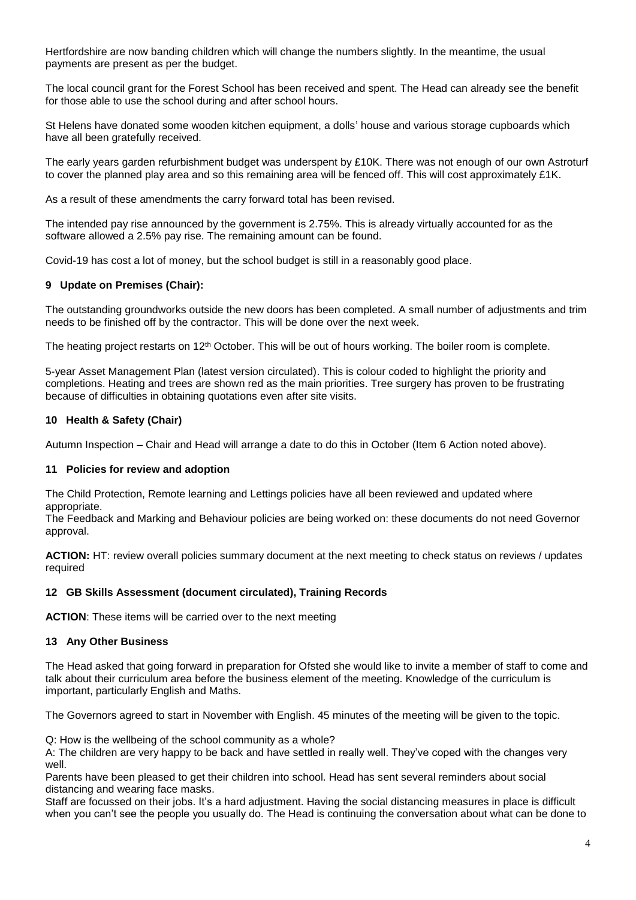Hertfordshire are now banding children which will change the numbers slightly. In the meantime, the usual payments are present as per the budget.

The local council grant for the Forest School has been received and spent. The Head can already see the benefit for those able to use the school during and after school hours.

St Helens have donated some wooden kitchen equipment, a dolls' house and various storage cupboards which have all been gratefully received.

The early years garden refurbishment budget was underspent by £10K. There was not enough of our own Astroturf to cover the planned play area and so this remaining area will be fenced off. This will cost approximately £1K.

As a result of these amendments the carry forward total has been revised.

The intended pay rise announced by the government is 2.75%. This is already virtually accounted for as the software allowed a 2.5% pay rise. The remaining amount can be found.

Covid-19 has cost a lot of money, but the school budget is still in a reasonably good place.

## 9 Update on Premises (Chair):

The outstanding groundworks outside the new doors has been completed. A small number of adjustments and trim needs to be finished off by the contractor. This will be done over the next week.

The heating project restarts on 12th October. This will be out of hours working. The boiler room is complete.

5-year Asset Management Plan (latest version circulated). This is colour coded to highlight the priority and completions. Heating and trees are shown red as the main priorities. Tree surgery has proven to be frustrating because of difficulties in obtaining quotations even after site visits.

## 10 Health & Safety (Chair)

Autumn Inspection – Chair and Head will arrange a date to do this in October (Item 6 Action noted above).

## 11 Policies for review and adoption

The Child Protection, Remote learning and Lettings policies have all been reviewed and updated where appropriate.
The Feedback and Marking and Behaviour policies are being worked on: these documents do not need Governor approval.

**ACTION:** HT: review overall policies summary document at the next meeting to check status on reviews / updates required

## 12 GB Skills Assessment (document circulated), Training Records

**ACTION**: These items will be carried over to the next meeting

## 13 Any Other Business

The Head asked that going forward in preparation for Ofsted she would like to invite a member of staff to come and talk about their curriculum area before the business element of the meeting. Knowledge of the curriculum is important, particularly English and Maths.

The Governors agreed to start in November with English. 45 minutes of the meeting will be given to the topic.

Q: How is the wellbeing of the school community as a whole?
A: The children are very happy to be back and have settled in really well. They've coped with the changes very well.
Parents have been pleased to get their children into school. Head has sent several reminders about social distancing and wearing face masks.
Staff are focussed on their jobs. It's a hard adjustment. Having the social distancing measures in place is difficult when you can't see the people you usually do. The Head is continuing the conversation about what can be done to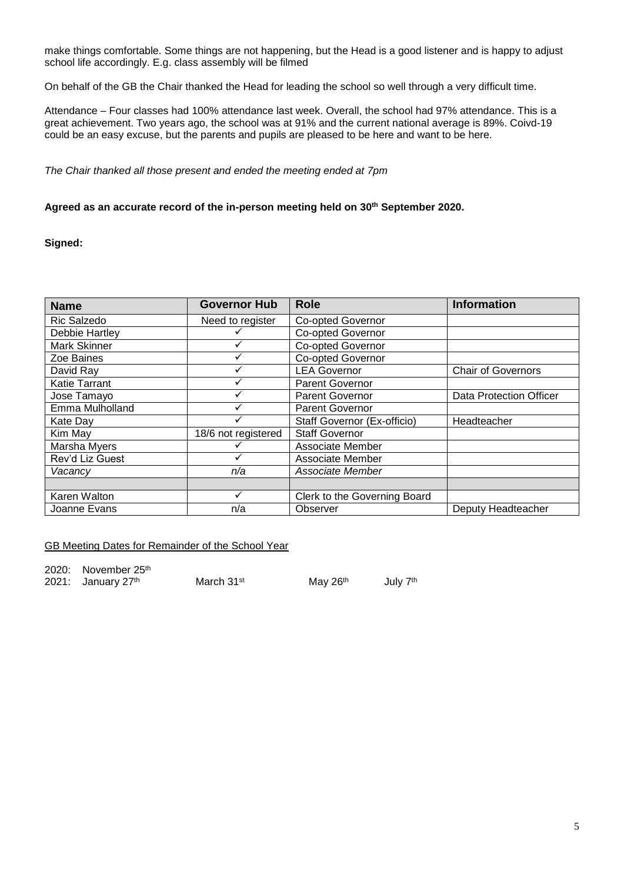make things comfortable. Some things are not happening, but the Head is a good listener and is happy to adjust school life accordingly. E.g. class assembly will be filmed

On behalf of the GB the Chair thanked the Head for leading the school so well through a very difficult time.

Attendance – Four classes had 100% attendance last week. Overall, the school had 97% attendance. This is a great achievement. Two years ago, the school was at 91% and the current national average is 89%. Coivd-19 could be an easy excuse, but the parents and pupils are pleased to be here and want to be here.

*The Chair thanked all those present and ended the meeting ended at 7pm*

**Agreed as an accurate record of the in-person meeting held on 30th September 2020.**

**Signed:**

| Name | Governor Hub | Role | Information |
|---|---|---|---|
| Ric Salzedo | Need to register | Co-opted Governor | |
| Debbie Hartley | ✓ | Co-opted Governor | |
| Mark Skinner | ✓ | Co-opted Governor | |
| Zoe Baines | ✓ | Co-opted Governor | |
| David Ray | ✓ | LEA Governor | Chair of Governors |
| Katie Tarrant | ✓ | Parent Governor | |
| Jose Tamayo | ✓ | Parent Governor | Data Protection Officer |
| Emma Mulholland | ✓ | Parent Governor | |
| Kate Day | ✓ | Staff Governor (Ex-officio) | Headteacher |
| Kim May | 18/6 not registered | Staff Governor | |
| Marsha Myers | ✓ | Associate Member | |
| Rev'd Liz Guest | ✓ | Associate Member | |
| *Vacancy* | *n/a* | *Associate Member* | |
| | | | |
| Karen Walton | ✓ | Clerk to the Governing Board | |
| Joanne Evans | n/a | Observer | Deputy Headteacher |

GB Meeting Dates for Remainder of the School Year

2020: November 25th
2021: January 27th     March 31st     May 26th     July 7th